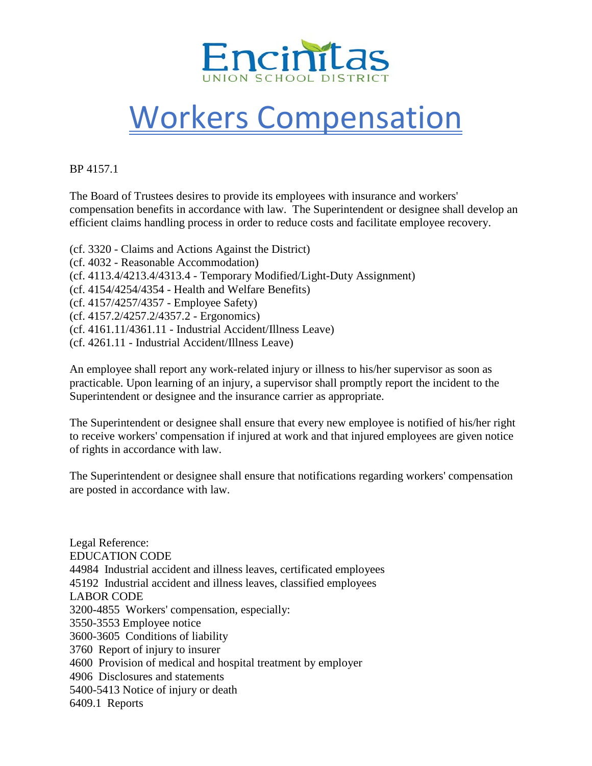Encinitas
UNION SCHOOL DISTRICT

# Workers Compensation

BP 4157.1

The Board of Trustees desires to provide its employees with insurance and workers' compensation benefits in accordance with law. The Superintendent or designee shall develop an efficient claims handling process in order to reduce costs and facilitate employee recovery.

(cf. 3320 - Claims and Actions Against the District)
(cf. 4032 - Reasonable Accommodation)
(cf. 4113.4/4213.4/4313.4 - Temporary Modified/Light-Duty Assignment)
(cf. 4154/4254/4354 - Health and Welfare Benefits)
(cf. 4157/4257/4357 - Employee Safety)
(cf. 4157.2/4257.2/4357.2 - Ergonomics)
(cf. 4161.11/4361.11 - Industrial Accident/Illness Leave)
(cf. 4261.11 - Industrial Accident/Illness Leave)

An employee shall report any work-related injury or illness to his/her supervisor as soon as practicable. Upon learning of an injury, a supervisor shall promptly report the incident to the Superintendent or designee and the insurance carrier as appropriate.

The Superintendent or designee shall ensure that every new employee is notified of his/her right to receive workers' compensation if injured at work and that injured employees are given notice of rights in accordance with law.

The Superintendent or designee shall ensure that notifications regarding workers' compensation are posted in accordance with law.

Legal Reference:
EDUCATION CODE
44984 Industrial accident and illness leaves, certificated employees
45192 Industrial accident and illness leaves, classified employees
LABOR CODE
3200-4855 Workers' compensation, especially:
3550-3553 Employee notice
3600-3605 Conditions of liability
3760 Report of injury to insurer
4600 Provision of medical and hospital treatment by employer
4906 Disclosures and statements
5400-5413 Notice of injury or death
6409.1 Reports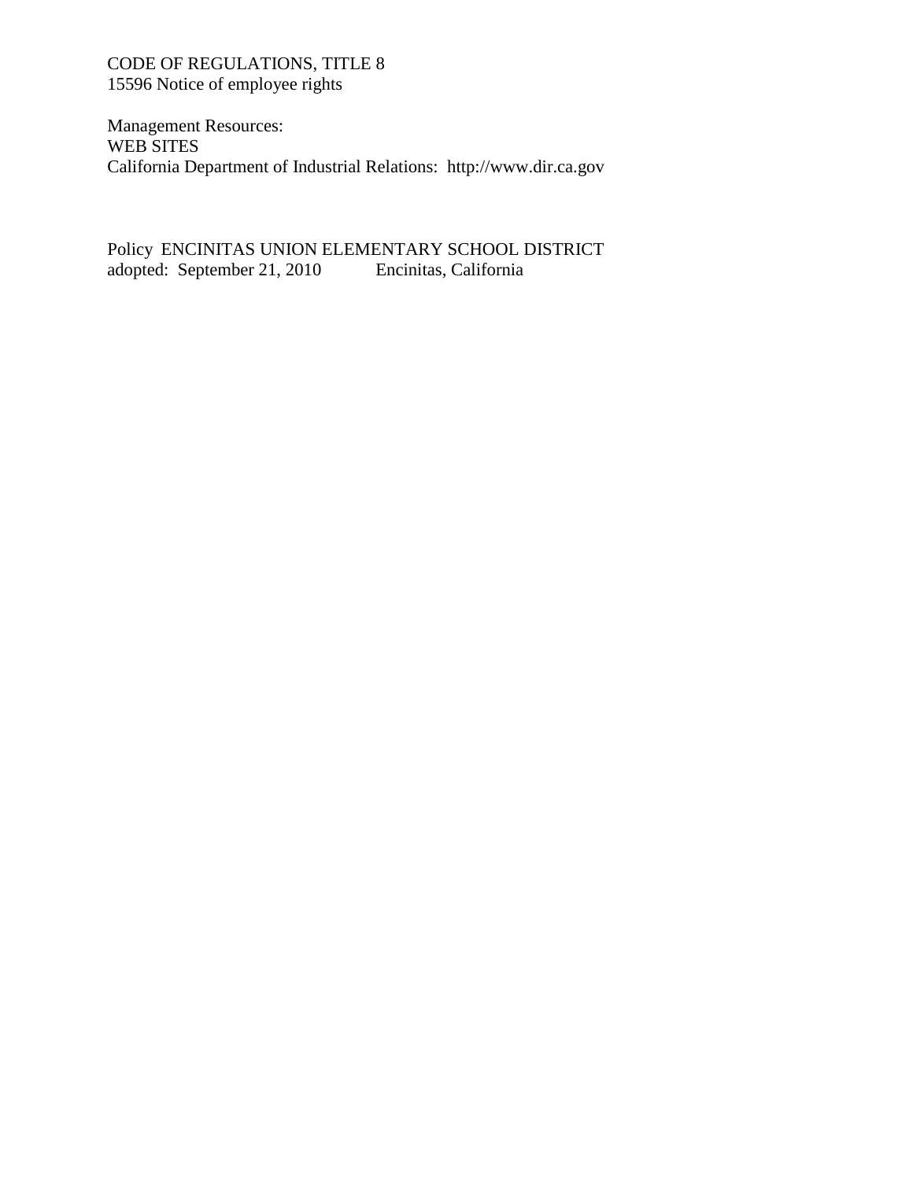CODE OF REGULATIONS, TITLE 8
15596 Notice of employee rights

Management Resources:
WEB SITES
California Department of Industrial Relations: http://www.dir.ca.gov

Policy ENCINITAS UNION ELEMENTARY SCHOOL DISTRICT
adopted: September 21, 2010 Encinitas, California